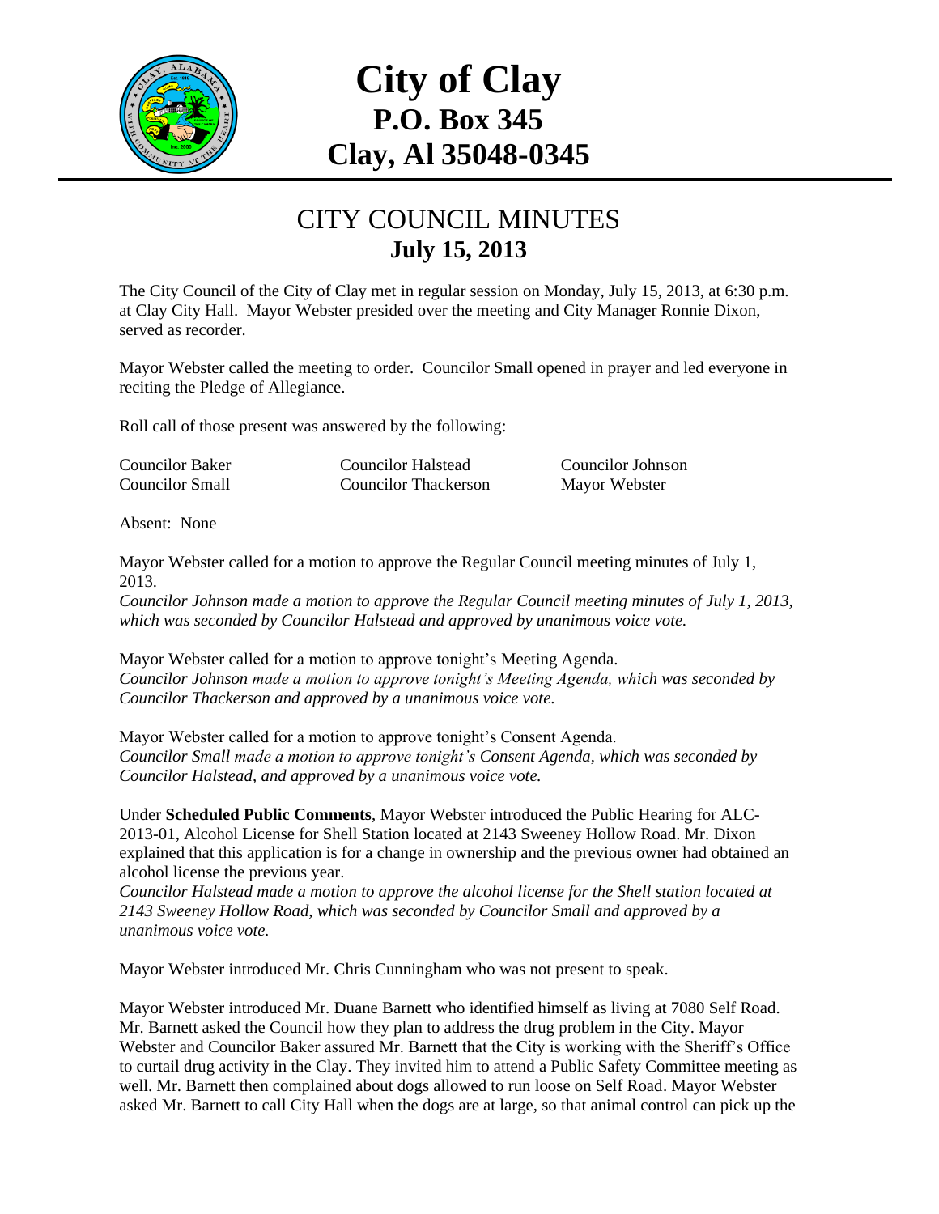# City of Clay
## P.O. Box 345
## Clay, Al 35048-0345

## CITY COUNCIL MINUTES
### July 15, 2013

The City Council of the City of Clay met in regular session on Monday, July 15, 2013, at 6:30 p.m. at Clay City Hall. Mayor Webster presided over the meeting and City Manager Ronnie Dixon, served as recorder.

Mayor Webster called the meeting to order. Councilor Small opened in prayer and led everyone in reciting the Pledge of Allegiance.

Roll call of those present was answered by the following:

| | | |
|---|---|---|
| Councilor Baker | Councilor Halstead | Councilor Johnson |
| Councilor Small | Councilor Thackerson | Mayor Webster |

Absent: None

Mayor Webster called for a motion to approve the Regular Council meeting minutes of July 1, 2013.

*Councilor Johnson made a motion to approve the Regular Council meeting minutes of July 1, 2013, which was seconded by Councilor Halstead and approved by unanimous voice vote.*

Mayor Webster called for a motion to approve tonight's Meeting Agenda.

*Councilor Johnson made a motion to approve tonight's Meeting Agenda, which was seconded by Councilor Thackerson and approved by a unanimous voice vote.*

Mayor Webster called for a motion to approve tonight's Consent Agenda.

*Councilor Small made a motion to approve tonight's Consent Agenda, which was seconded by Councilor Halstead, and approved by a unanimous voice vote.*

Under **Scheduled Public Comments**, Mayor Webster introduced the Public Hearing for ALC-2013-01, Alcohol License for Shell Station located at 2143 Sweeney Hollow Road. Mr. Dixon explained that this application is for a change in ownership and the previous owner had obtained an alcohol license the previous year.

*Councilor Halstead made a motion to approve the alcohol license for the Shell station located at 2143 Sweeney Hollow Road, which was seconded by Councilor Small and approved by a unanimous voice vote.*

Mayor Webster introduced Mr. Chris Cunningham who was not present to speak.

Mayor Webster introduced Mr. Duane Barnett who identified himself as living at 7080 Self Road. Mr. Barnett asked the Council how they plan to address the drug problem in the City. Mayor Webster and Councilor Baker assured Mr. Barnett that the City is working with the Sheriff's Office to curtail drug activity in the Clay. They invited him to attend a Public Safety Committee meeting as well. Mr. Barnett then complained about dogs allowed to run loose on Self Road. Mayor Webster asked Mr. Barnett to call City Hall when the dogs are at large, so that animal control can pick up the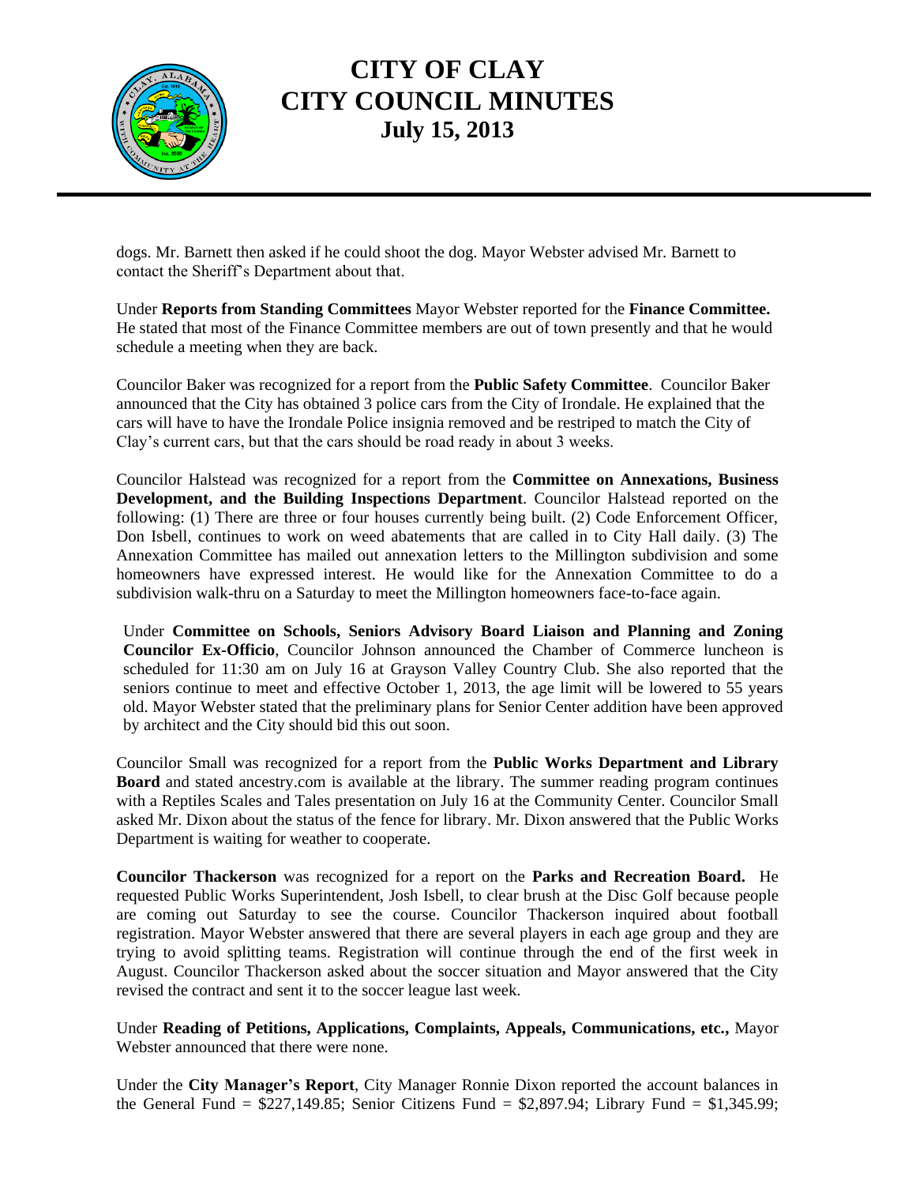dogs. Mr. Barnett then asked if he could shoot the dog. Mayor Webster advised Mr. Barnett to contact the Sheriff's Department about that.

Under **Reports from Standing Committees** Mayor Webster reported for the **Finance Committee.** He stated that most of the Finance Committee members are out of town presently and that he would schedule a meeting when they are back.

Councilor Baker was recognized for a report from the **Public Safety Committee**. Councilor Baker announced that the City has obtained 3 police cars from the City of Irondale. He explained that the cars will have to have the Irondale Police insignia removed and be restriped to match the City of Clay's current cars, but that the cars should be road ready in about 3 weeks.

Councilor Halstead was recognized for a report from the **Committee on Annexations, Business Development, and the Building Inspections Department**. Councilor Halstead reported on the following: (1) There are three or four houses currently being built. (2) Code Enforcement Officer, Don Isbell, continues to work on weed abatements that are called in to City Hall daily. (3) The Annexation Committee has mailed out annexation letters to the Millington subdivision and some homeowners have expressed interest. He would like for the Annexation Committee to do a subdivision walk-thru on a Saturday to meet the Millington homeowners face-to-face again.

Under **Committee on Schools, Seniors Advisory Board Liaison and Planning and Zoning Councilor Ex-Officio**, Councilor Johnson announced the Chamber of Commerce luncheon is scheduled for 11:30 am on July 16 at Grayson Valley Country Club. She also reported that the seniors continue to meet and effective October 1, 2013, the age limit will be lowered to 55 years old. Mayor Webster stated that the preliminary plans for Senior Center addition have been approved by architect and the City should bid this out soon.

Councilor Small was recognized for a report from the **Public Works Department and Library Board** and stated ancestry.com is available at the library. The summer reading program continues with a Reptiles Scales and Tales presentation on July 16 at the Community Center. Councilor Small asked Mr. Dixon about the status of the fence for library. Mr. Dixon answered that the Public Works Department is waiting for weather to cooperate.

**Councilor Thackerson** was recognized for a report on the **Parks and Recreation Board.** He requested Public Works Superintendent, Josh Isbell, to clear brush at the Disc Golf because people are coming out Saturday to see the course. Councilor Thackerson inquired about football registration. Mayor Webster answered that there are several players in each age group and they are trying to avoid splitting teams. Registration will continue through the end of the first week in August. Councilor Thackerson asked about the soccer situation and Mayor answered that the City revised the contract and sent it to the soccer league last week.

Under **Reading of Petitions, Applications, Complaints, Appeals, Communications, etc.,** Mayor Webster announced that there were none.

Under the **City Manager's Report**, City Manager Ronnie Dixon reported the account balances in the General Fund = $227,149.85; Senior Citizens Fund = $2,897.94; Library Fund = $1,345.99;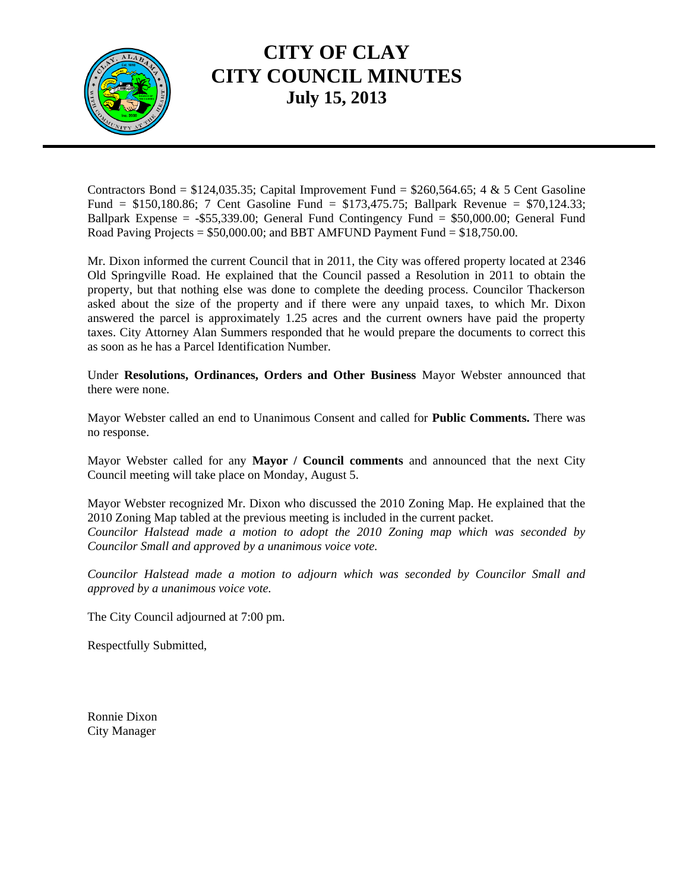Contractors Bond = $124,035.35; Capital Improvement Fund = $260,564.65; 4 & 5 Cent Gasoline Fund = $150,180.86; 7 Cent Gasoline Fund = $173,475.75; Ballpark Revenue = $70,124.33; Ballpark Expense = -$55,339.00; General Fund Contingency Fund = $50,000.00; General Fund Road Paving Projects = $50,000.00; and BBT AMFUND Payment Fund = $18,750.00.

Mr. Dixon informed the current Council that in 2011, the City was offered property located at 2346 Old Springville Road. He explained that the Council passed a Resolution in 2011 to obtain the property, but that nothing else was done to complete the deeding process. Councilor Thackerson asked about the size of the property and if there were any unpaid taxes, to which Mr. Dixon answered the parcel is approximately 1.25 acres and the current owners have paid the property taxes. City Attorney Alan Summers responded that he would prepare the documents to correct this as soon as he has a Parcel Identification Number.

Under **Resolutions, Ordinances, Orders and Other Business** Mayor Webster announced that there were none.

Mayor Webster called an end to Unanimous Consent and called for **Public Comments.** There was no response.

Mayor Webster called for any **Mayor / Council comments** and announced that the next City Council meeting will take place on Monday, August 5.

Mayor Webster recognized Mr. Dixon who discussed the 2010 Zoning Map. He explained that the 2010 Zoning Map tabled at the previous meeting is included in the current packet.
*Councilor Halstead made a motion to adopt the 2010 Zoning map which was seconded by Councilor Small and approved by a unanimous voice vote.*

*Councilor Halstead made a motion to adjourn which was seconded by Councilor Small and approved by a unanimous voice vote.*

The City Council adjourned at 7:00 pm.

Respectfully Submitted,

Ronnie Dixon
City Manager